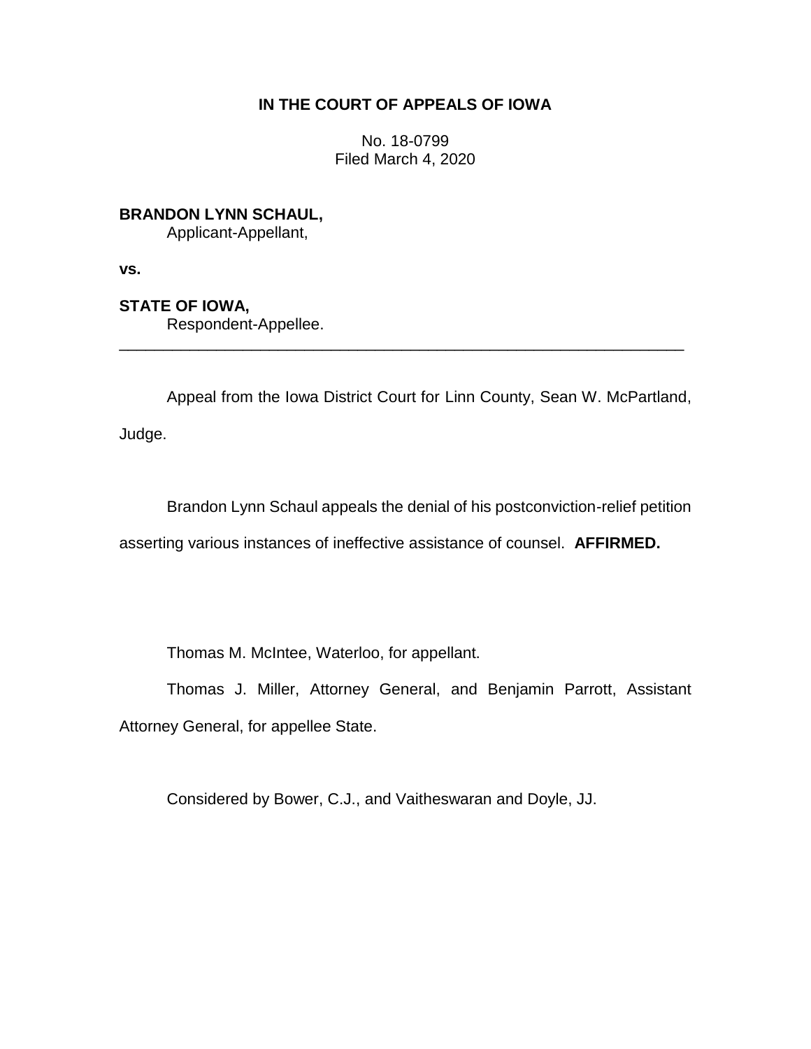**IN THE COURT OF APPEALS OF IOWA**

No. 18-0799
Filed March 4, 2020

**BRANDON LYNN SCHAUL,**
Applicant-Appellant,

**vs.**

**STATE OF IOWA,**
Respondent-Appellee.

---

Appeal from the Iowa District Court for Linn County, Sean W. McPartland, Judge.

Brandon Lynn Schaul appeals the denial of his postconviction-relief petition asserting various instances of ineffective assistance of counsel. **AFFIRMED.**

Thomas M. McIntee, Waterloo, for appellant.

Thomas J. Miller, Attorney General, and Benjamin Parrott, Assistant Attorney General, for appellee State.

Considered by Bower, C.J., and Vaitheswaran and Doyle, JJ.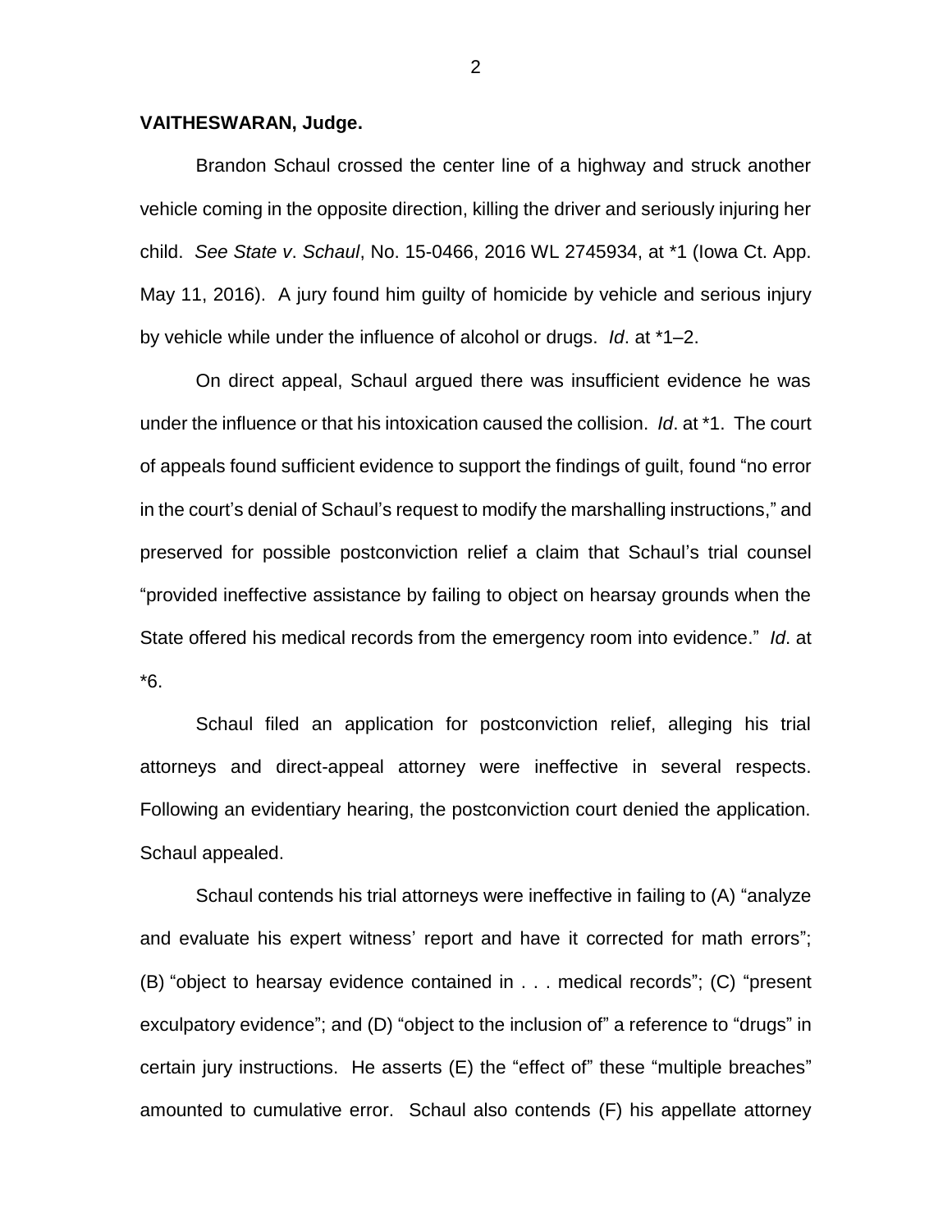**VAITHESWARAN, Judge.**

Brandon Schaul crossed the center line of a highway and struck another vehicle coming in the opposite direction, killing the driver and seriously injuring her child. *See State v. Schaul*, No. 15-0466, 2016 WL 2745934, at *1 (Iowa Ct. App. May 11, 2016). A jury found him guilty of homicide by vehicle and serious injury by vehicle while under the influence of alcohol or drugs. *Id*. at *1–2.

On direct appeal, Schaul argued there was insufficient evidence he was under the influence or that his intoxication caused the collision. *Id*. at *1. The court of appeals found sufficient evidence to support the findings of guilt, found "no error in the court's denial of Schaul's request to modify the marshalling instructions," and preserved for possible postconviction relief a claim that Schaul's trial counsel "provided ineffective assistance by failing to object on hearsay grounds when the State offered his medical records from the emergency room into evidence." *Id*. at *6.

Schaul filed an application for postconviction relief, alleging his trial attorneys and direct-appeal attorney were ineffective in several respects. Following an evidentiary hearing, the postconviction court denied the application. Schaul appealed.

Schaul contends his trial attorneys were ineffective in failing to (A) "analyze and evaluate his expert witness' report and have it corrected for math errors"; (B) "object to hearsay evidence contained in . . . medical records"; (C) "present exculpatory evidence"; and (D) "object to the inclusion of" a reference to "drugs" in certain jury instructions. He asserts (E) the "effect of" these "multiple breaches" amounted to cumulative error. Schaul also contends (F) his appellate attorney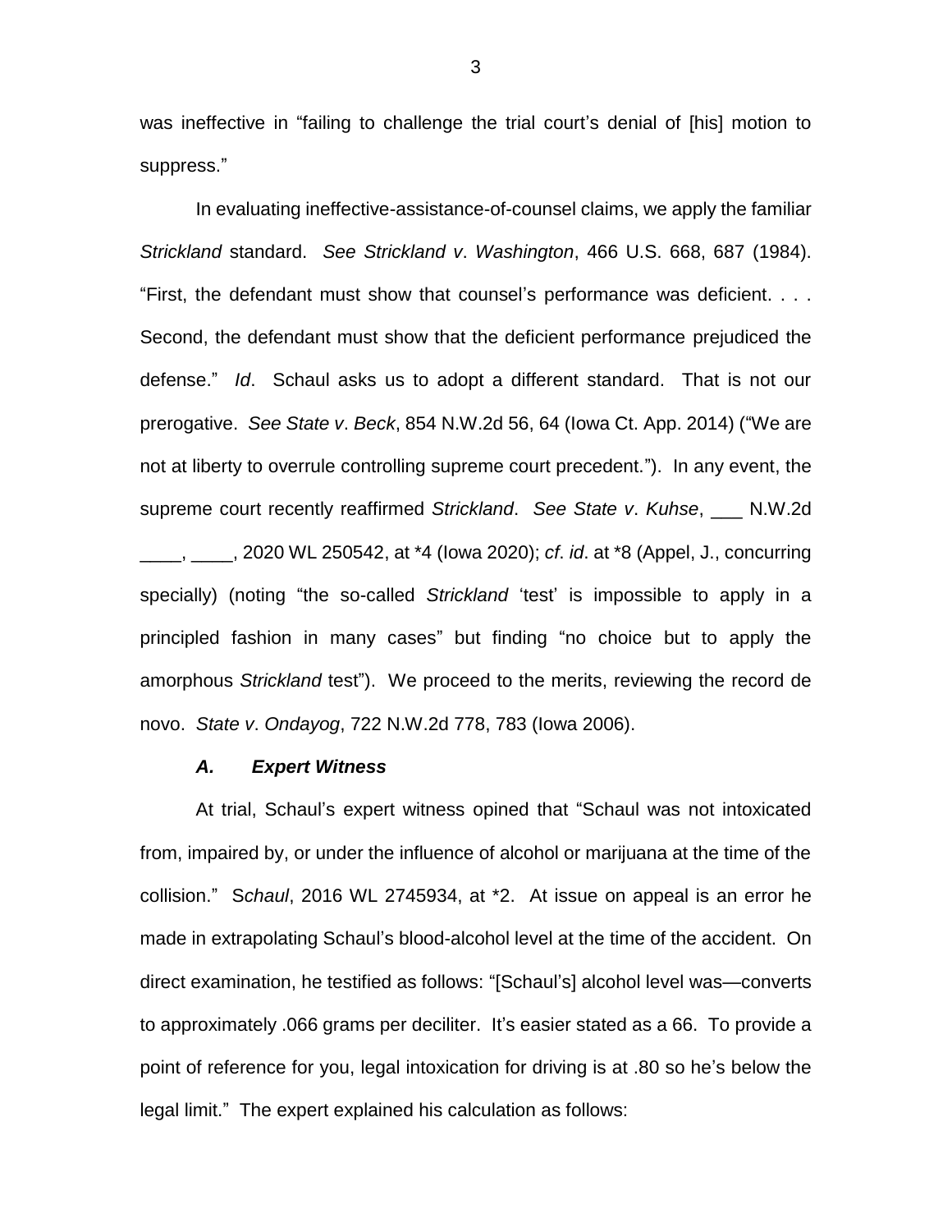was ineffective in "failing to challenge the trial court's denial of [his] motion to suppress."

In evaluating ineffective-assistance-of-counsel claims, we apply the familiar *Strickland* standard. *See Strickland v. Washington*, 466 U.S. 668, 687 (1984). "First, the defendant must show that counsel's performance was deficient. . . . Second, the defendant must show that the deficient performance prejudiced the defense." *Id*. Schaul asks us to adopt a different standard. That is not our prerogative. *See State v. Beck*, 854 N.W.2d 56, 64 (Iowa Ct. App. 2014) ("We are not at liberty to overrule controlling supreme court precedent."). In any event, the supreme court recently reaffirmed *Strickland*. *See State v. Kuhse*, ___ N.W.2d ____, ____, 2020 WL 250542, at *4 (Iowa 2020); *cf. id*. at *8 (Appel, J., concurring specially) (noting "the so-called *Strickland* 'test' is impossible to apply in a principled fashion in many cases" but finding "no choice but to apply the amorphous *Strickland* test"). We proceed to the merits, reviewing the record de novo. *State v. Ondayog*, 722 N.W.2d 778, 783 (Iowa 2006).

### *A. Expert Witness*

At trial, Schaul's expert witness opined that "Schaul was not intoxicated from, impaired by, or under the influence of alcohol or marijuana at the time of the collision." *Schaul*, 2016 WL 2745934, at *2. At issue on appeal is an error he made in extrapolating Schaul's blood-alcohol level at the time of the accident. On direct examination, he testified as follows: "[Schaul's] alcohol level was—converts to approximately .066 grams per deciliter. It's easier stated as a 66. To provide a point of reference for you, legal intoxication for driving is at .80 so he's below the legal limit." The expert explained his calculation as follows: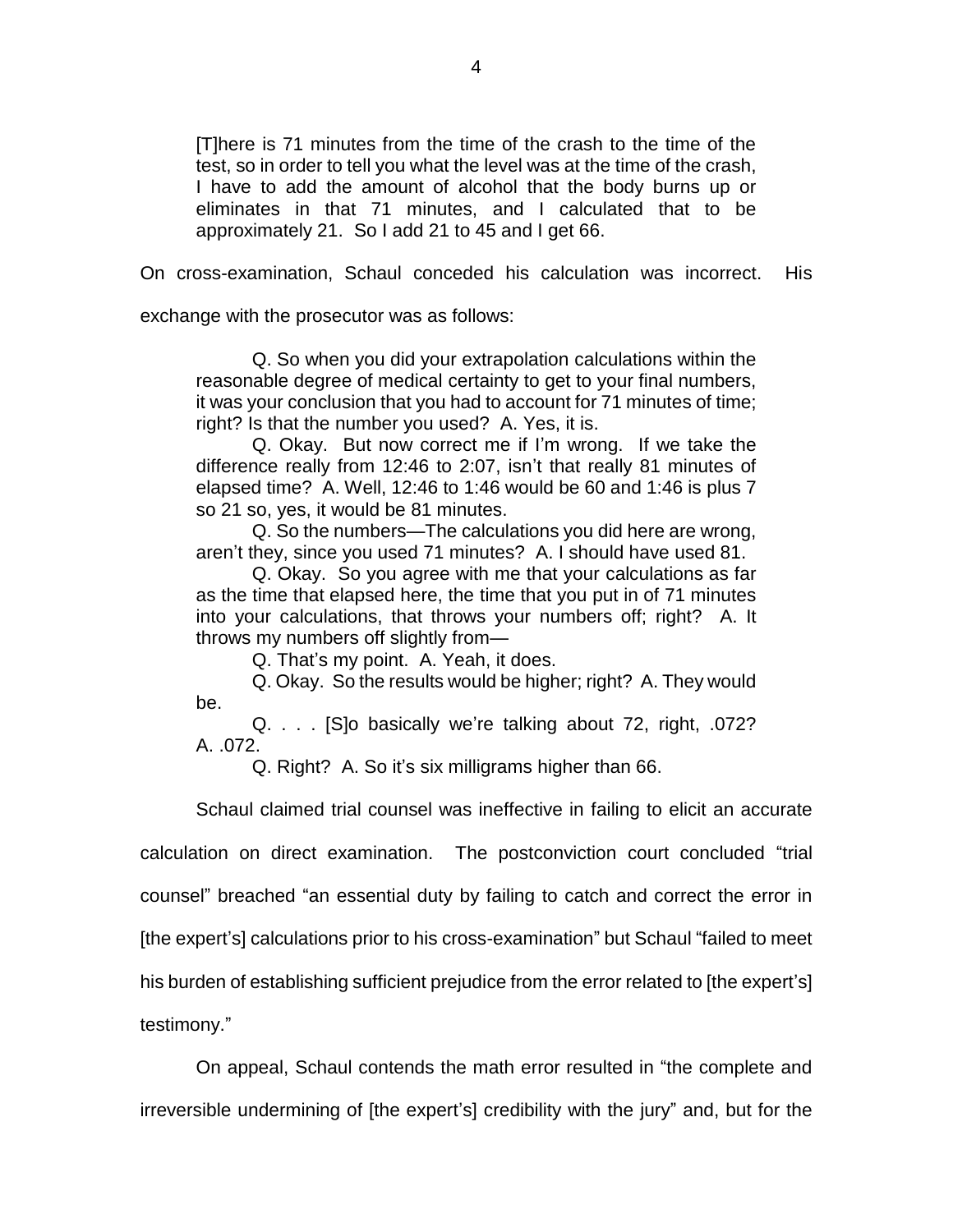> [T]here is 71 minutes from the time of the crash to the time of the test, so in order to tell you what the level was at the time of the crash, I have to add the amount of alcohol that the body burns up or eliminates in that 71 minutes, and I calculated that to be approximately 21. So I add 21 to 45 and I get 66.

On cross-examination, Schaul conceded his calculation was incorrect. His exchange with the prosecutor was as follows:

> Q. So when you did your extrapolation calculations within the reasonable degree of medical certainty to get to your final numbers, it was your conclusion that you had to account for 71 minutes of time; right? Is that the number you used? A. Yes, it is.
>
> Q. Okay. But now correct me if I'm wrong. If we take the difference really from 12:46 to 2:07, isn't that really 81 minutes of elapsed time? A. Well, 12:46 to 1:46 would be 60 and 1:46 is plus 7 so 21 so, yes, it would be 81 minutes.
>
> Q. So the numbers—The calculations you did here are wrong, aren't they, since you used 71 minutes? A. I should have used 81.
>
> Q. Okay. So you agree with me that your calculations as far as the time that elapsed here, the time that you put in of 71 minutes into your calculations, that throws your numbers off; right? A. It throws my numbers off slightly from—
>
> Q. That's my point. A. Yeah, it does.
>
> Q. Okay. So the results would be higher; right? A. They would be.
>
> Q. . . . [S]o basically we're talking about 72, right, .072? A. .072.
>
> Q. Right? A. So it's six milligrams higher than 66.

Schaul claimed trial counsel was ineffective in failing to elicit an accurate calculation on direct examination. The postconviction court concluded "trial counsel" breached "an essential duty by failing to catch and correct the error in [the expert's] calculations prior to his cross-examination" but Schaul "failed to meet his burden of establishing sufficient prejudice from the error related to [the expert's] testimony."

On appeal, Schaul contends the math error resulted in "the complete and irreversible undermining of [the expert's] credibility with the jury" and, but for the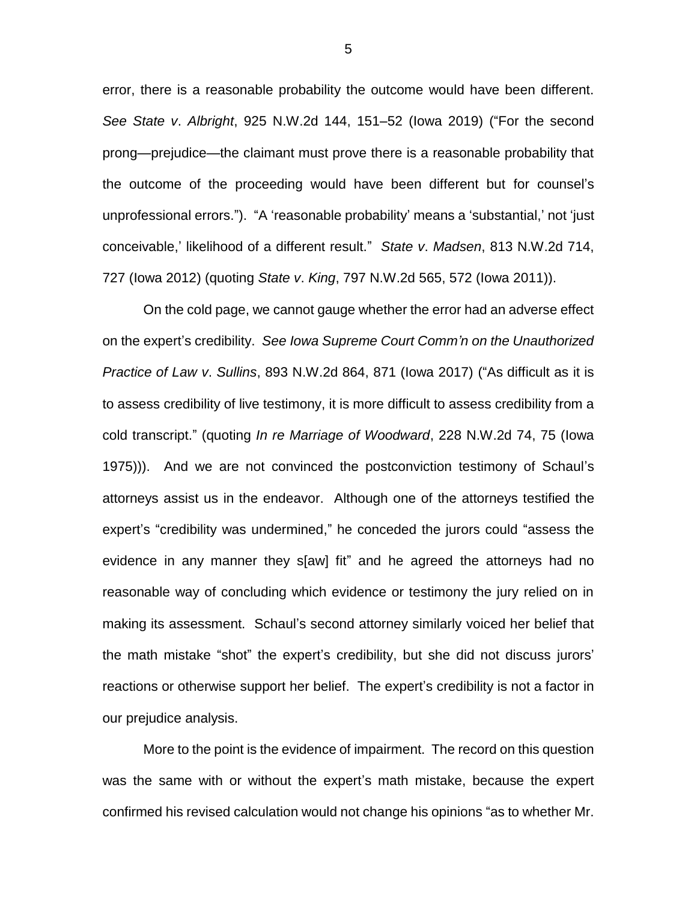error, there is a reasonable probability the outcome would have been different. *See State v. Albright*, 925 N.W.2d 144, 151–52 (Iowa 2019) ("For the second prong—prejudice—the claimant must prove there is a reasonable probability that the outcome of the proceeding would have been different but for counsel's unprofessional errors."). "A 'reasonable probability' means a 'substantial,' not 'just conceivable,' likelihood of a different result." *State v. Madsen*, 813 N.W.2d 714, 727 (Iowa 2012) (quoting *State v. King*, 797 N.W.2d 565, 572 (Iowa 2011)).

On the cold page, we cannot gauge whether the error had an adverse effect on the expert's credibility. *See Iowa Supreme Court Comm'n on the Unauthorized Practice of Law v. Sullins*, 893 N.W.2d 864, 871 (Iowa 2017) ("As difficult as it is to assess credibility of live testimony, it is more difficult to assess credibility from a cold transcript." (quoting *In re Marriage of Woodward*, 228 N.W.2d 74, 75 (Iowa 1975))). And we are not convinced the postconviction testimony of Schaul's attorneys assist us in the endeavor. Although one of the attorneys testified the expert's "credibility was undermined," he conceded the jurors could "assess the evidence in any manner they s[aw] fit" and he agreed the attorneys had no reasonable way of concluding which evidence or testimony the jury relied on in making its assessment. Schaul's second attorney similarly voiced her belief that the math mistake "shot" the expert's credibility, but she did not discuss jurors' reactions or otherwise support her belief. The expert's credibility is not a factor in our prejudice analysis.

More to the point is the evidence of impairment. The record on this question was the same with or without the expert's math mistake, because the expert confirmed his revised calculation would not change his opinions "as to whether Mr.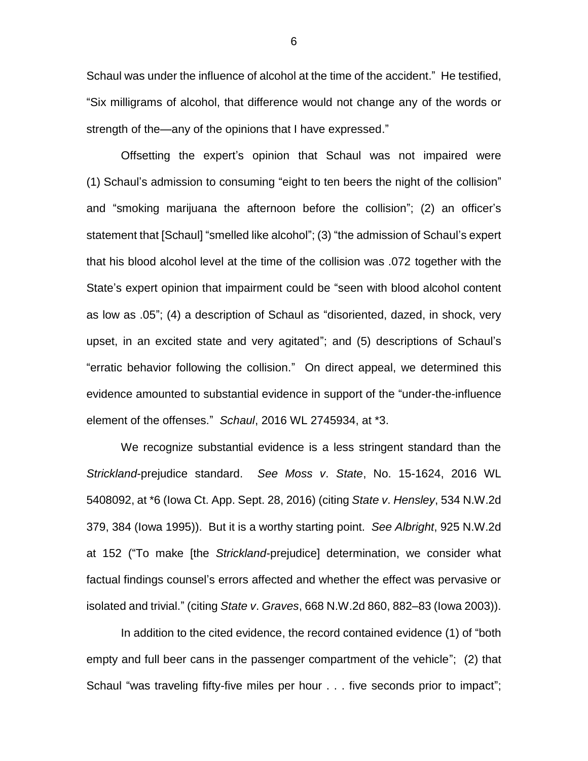Schaul was under the influence of alcohol at the time of the accident." He testified, "Six milligrams of alcohol, that difference would not change any of the words or strength of the—any of the opinions that I have expressed."

Offsetting the expert's opinion that Schaul was not impaired were (1) Schaul's admission to consuming "eight to ten beers the night of the collision" and "smoking marijuana the afternoon before the collision"; (2) an officer's statement that [Schaul] "smelled like alcohol"; (3) "the admission of Schaul's expert that his blood alcohol level at the time of the collision was .072 together with the State's expert opinion that impairment could be "seen with blood alcohol content as low as .05"; (4) a description of Schaul as "disoriented, dazed, in shock, very upset, in an excited state and very agitated"; and (5) descriptions of Schaul's "erratic behavior following the collision." On direct appeal, we determined this evidence amounted to substantial evidence in support of the "under-the-influence element of the offenses." *Schaul*, 2016 WL 2745934, at *3.

We recognize substantial evidence is a less stringent standard than the *Strickland*-prejudice standard. *See Moss v. State*, No. 15-1624, 2016 WL 5408092, at *6 (Iowa Ct. App. Sept. 28, 2016) (citing *State v. Hensley*, 534 N.W.2d 379, 384 (Iowa 1995)). But it is a worthy starting point. *See Albright*, 925 N.W.2d at 152 ("To make [the *Strickland*-prejudice] determination, we consider what factual findings counsel's errors affected and whether the effect was pervasive or isolated and trivial." (citing *State v. Graves*, 668 N.W.2d 860, 882–83 (Iowa 2003)).

In addition to the cited evidence, the record contained evidence (1) of "both empty and full beer cans in the passenger compartment of the vehicle"; (2) that Schaul "was traveling fifty-five miles per hour . . . five seconds prior to impact";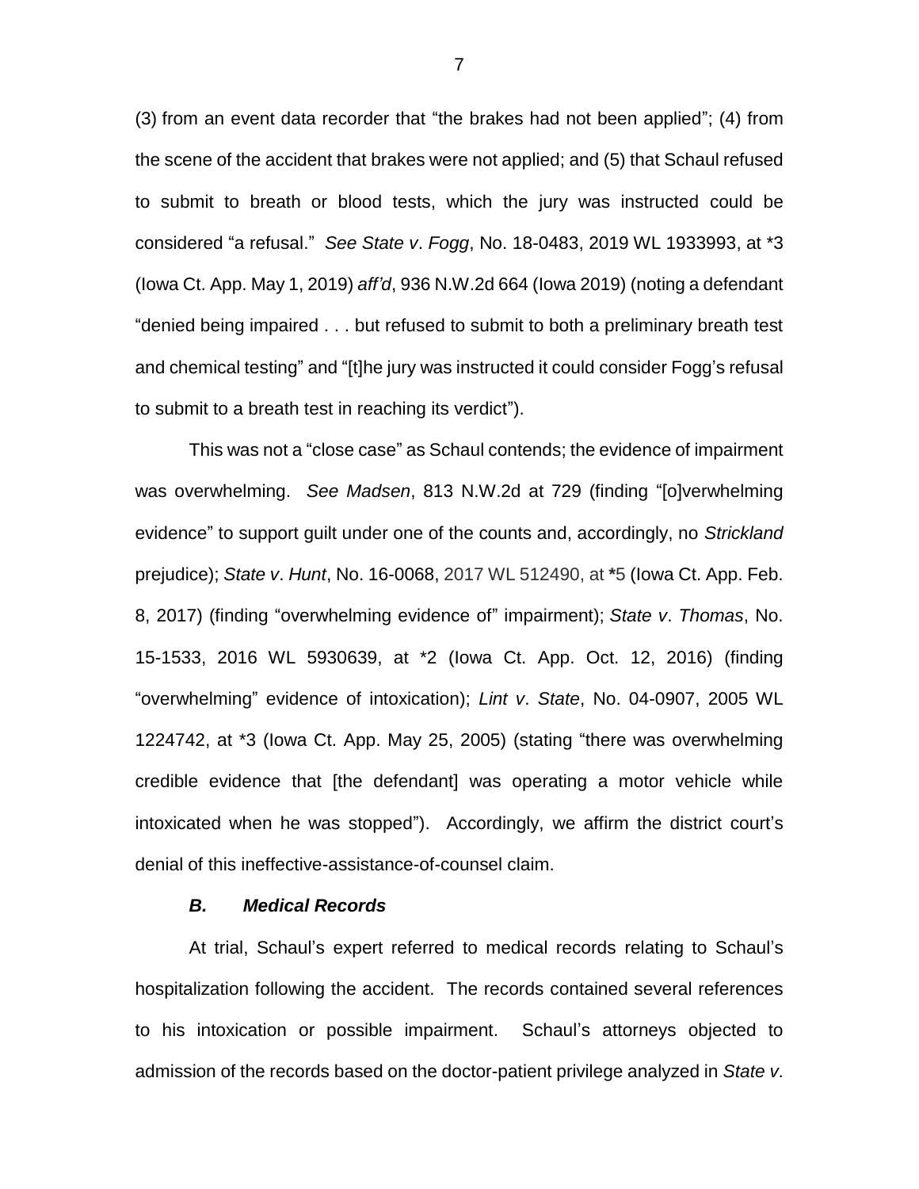(3) from an event data recorder that "the brakes had not been applied"; (4) from the scene of the accident that brakes were not applied; and (5) that Schaul refused to submit to breath or blood tests, which the jury was instructed could be considered "a refusal." *See State v*. *Fogg*, No. 18-0483, 2019 WL 1933993, at *3 (Iowa Ct. App. May 1, 2019) *aff'd*, 936 N.W.2d 664 (Iowa 2019) (noting a defendant "denied being impaired . . . but refused to submit to both a preliminary breath test and chemical testing" and "[t]he jury was instructed it could consider Fogg's refusal to submit to a breath test in reaching its verdict").

This was not a "close case" as Schaul contends; the evidence of impairment was overwhelming. *See Madsen*, 813 N.W.2d at 729 (finding "[o]verwhelming evidence" to support guilt under one of the counts and, accordingly, no *Strickland* prejudice); *State v*. *Hunt*, No. 16-0068, 2017 WL 512490, at *5 (Iowa Ct. App. Feb. 8, 2017) (finding "overwhelming evidence of" impairment); *State v*. *Thomas*, No. 15-1533, 2016 WL 5930639, at *2 (Iowa Ct. App. Oct. 12, 2016) (finding "overwhelming" evidence of intoxication); *Lint v*. *State*, No. 04-0907, 2005 WL 1224742, at *3 (Iowa Ct. App. May 25, 2005) (stating "there was overwhelming credible evidence that [the defendant] was operating a motor vehicle while intoxicated when he was stopped"). Accordingly, we affirm the district court's denial of this ineffective-assistance-of-counsel claim.

### *B. Medical Records*

At trial, Schaul's expert referred to medical records relating to Schaul's hospitalization following the accident. The records contained several references to his intoxication or possible impairment. Schaul's attorneys objected to admission of the records based on the doctor-patient privilege analyzed in *State v*.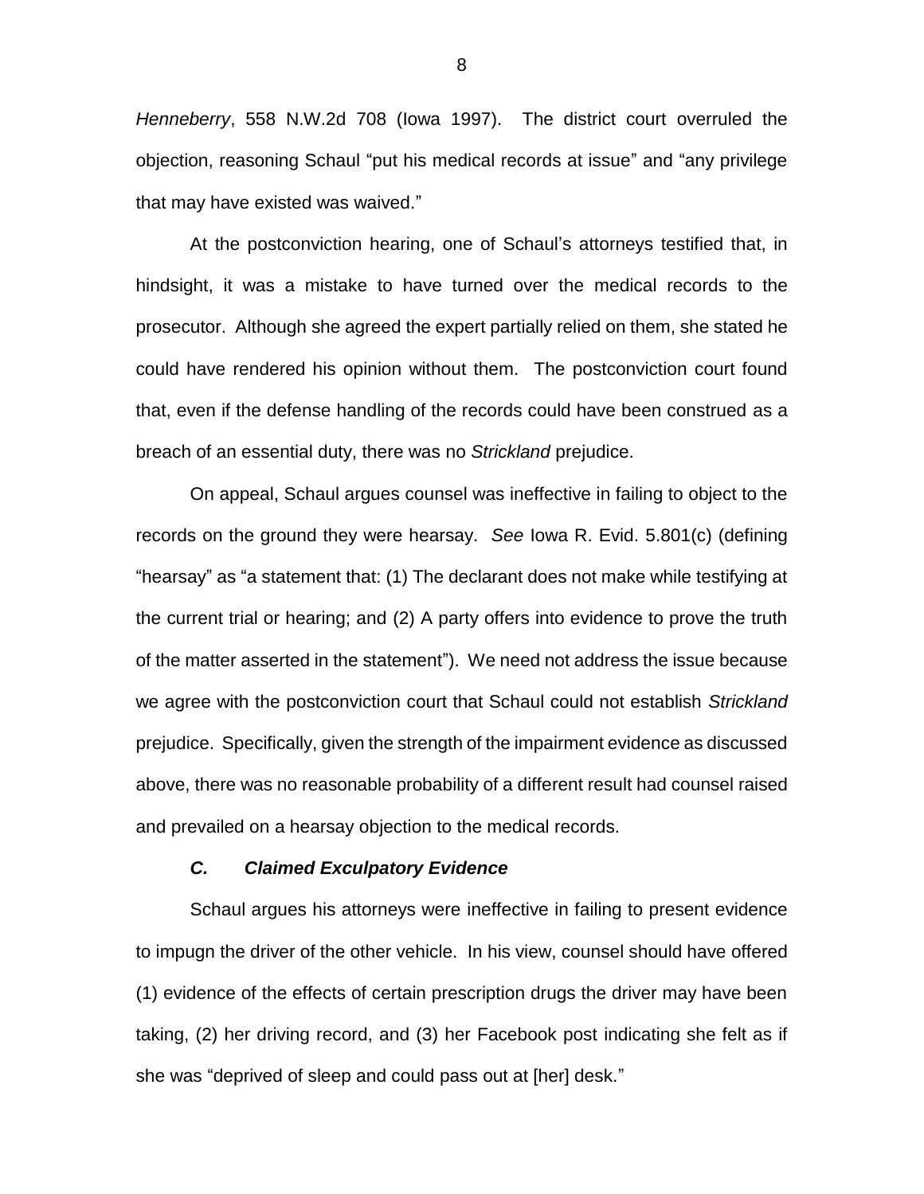*Henneberry*, 558 N.W.2d 708 (Iowa 1997). The district court overruled the objection, reasoning Schaul "put his medical records at issue" and "any privilege that may have existed was waived."

At the postconviction hearing, one of Schaul's attorneys testified that, in hindsight, it was a mistake to have turned over the medical records to the prosecutor. Although she agreed the expert partially relied on them, she stated he could have rendered his opinion without them. The postconviction court found that, even if the defense handling of the records could have been construed as a breach of an essential duty, there was no *Strickland* prejudice.

On appeal, Schaul argues counsel was ineffective in failing to object to the records on the ground they were hearsay. *See* Iowa R. Evid. 5.801(c) (defining "hearsay" as "a statement that: (1) The declarant does not make while testifying at the current trial or hearing; and (2) A party offers into evidence to prove the truth of the matter asserted in the statement"). We need not address the issue because we agree with the postconviction court that Schaul could not establish *Strickland* prejudice. Specifically, given the strength of the impairment evidence as discussed above, there was no reasonable probability of a different result had counsel raised and prevailed on a hearsay objection to the medical records.

### *C. Claimed Exculpatory Evidence*

Schaul argues his attorneys were ineffective in failing to present evidence to impugn the driver of the other vehicle. In his view, counsel should have offered (1) evidence of the effects of certain prescription drugs the driver may have been taking, (2) her driving record, and (3) her Facebook post indicating she felt as if she was "deprived of sleep and could pass out at [her] desk."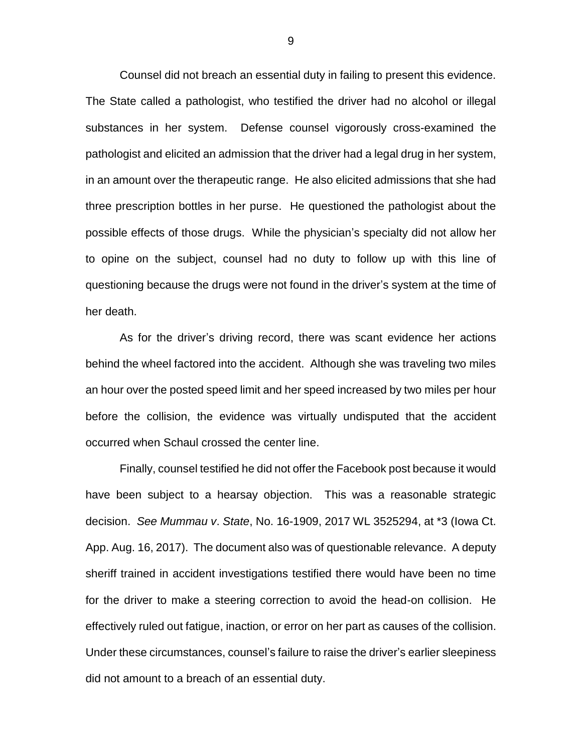Counsel did not breach an essential duty in failing to present this evidence. The State called a pathologist, who testified the driver had no alcohol or illegal substances in her system. Defense counsel vigorously cross-examined the pathologist and elicited an admission that the driver had a legal drug in her system, in an amount over the therapeutic range. He also elicited admissions that she had three prescription bottles in her purse. He questioned the pathologist about the possible effects of those drugs. While the physician's specialty did not allow her to opine on the subject, counsel had no duty to follow up with this line of questioning because the drugs were not found in the driver's system at the time of her death.

As for the driver's driving record, there was scant evidence her actions behind the wheel factored into the accident. Although she was traveling two miles an hour over the posted speed limit and her speed increased by two miles per hour before the collision, the evidence was virtually undisputed that the accident occurred when Schaul crossed the center line.

Finally, counsel testified he did not offer the Facebook post because it would have been subject to a hearsay objection. This was a reasonable strategic decision. *See Mummau v. State*, No. 16-1909, 2017 WL 3525294, at *3 (Iowa Ct. App. Aug. 16, 2017). The document also was of questionable relevance. A deputy sheriff trained in accident investigations testified there would have been no time for the driver to make a steering correction to avoid the head-on collision. He effectively ruled out fatigue, inaction, or error on her part as causes of the collision. Under these circumstances, counsel's failure to raise the driver's earlier sleepiness did not amount to a breach of an essential duty.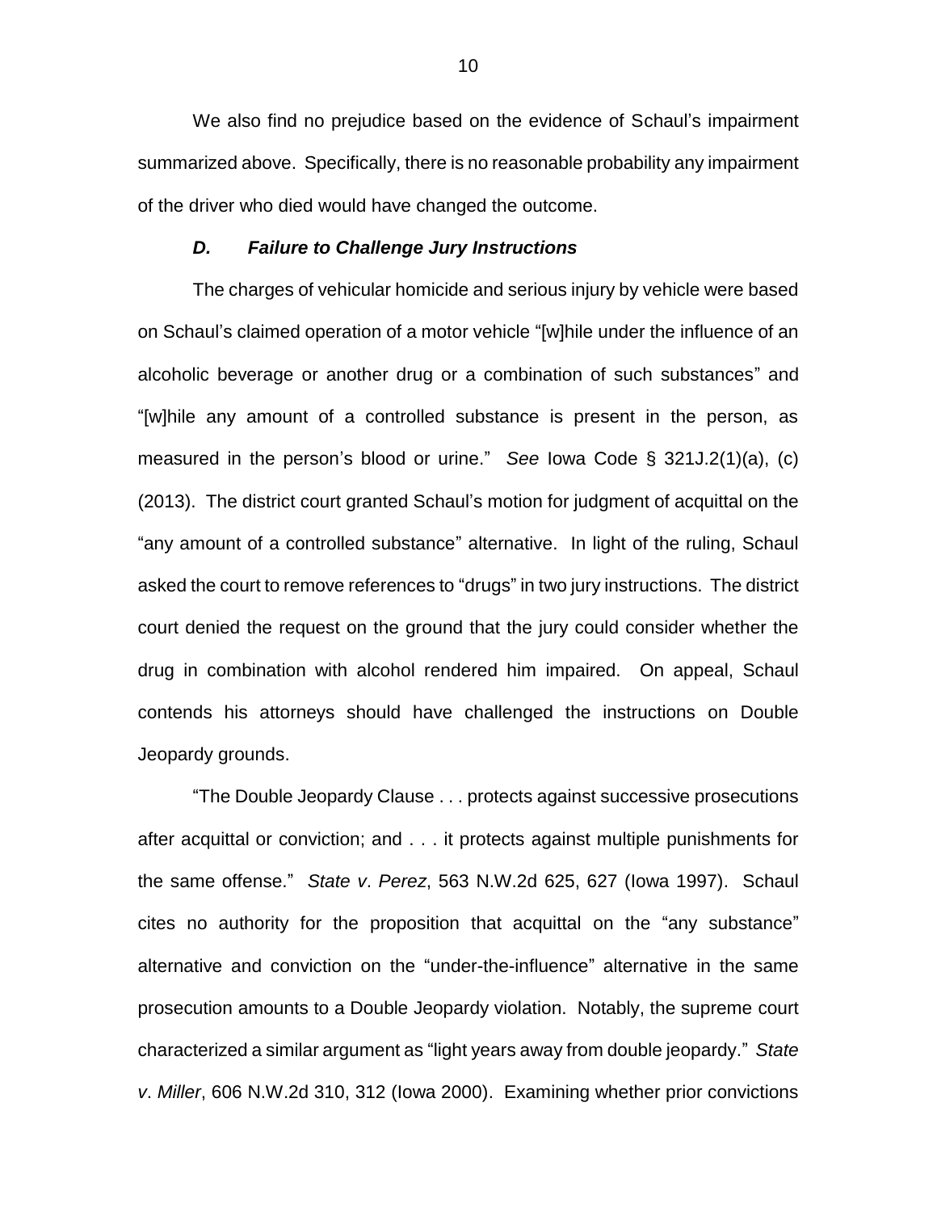We also find no prejudice based on the evidence of Schaul's impairment summarized above. Specifically, there is no reasonable probability any impairment of the driver who died would have changed the outcome.

### *D. Failure to Challenge Jury Instructions*

The charges of vehicular homicide and serious injury by vehicle were based on Schaul's claimed operation of a motor vehicle "[w]hile under the influence of an alcoholic beverage or another drug or a combination of such substances" and "[w]hile any amount of a controlled substance is present in the person, as measured in the person's blood or urine." *See* Iowa Code § 321J.2(1)(a), (c) (2013). The district court granted Schaul's motion for judgment of acquittal on the "any amount of a controlled substance" alternative. In light of the ruling, Schaul asked the court to remove references to "drugs" in two jury instructions. The district court denied the request on the ground that the jury could consider whether the drug in combination with alcohol rendered him impaired. On appeal, Schaul contends his attorneys should have challenged the instructions on Double Jeopardy grounds.

"The Double Jeopardy Clause . . . protects against successive prosecutions after acquittal or conviction; and . . . it protects against multiple punishments for the same offense." *State v. Perez*, 563 N.W.2d 625, 627 (Iowa 1997). Schaul cites no authority for the proposition that acquittal on the "any substance" alternative and conviction on the "under-the-influence" alternative in the same prosecution amounts to a Double Jeopardy violation. Notably, the supreme court characterized a similar argument as "light years away from double jeopardy." *State v. Miller*, 606 N.W.2d 310, 312 (Iowa 2000). Examining whether prior convictions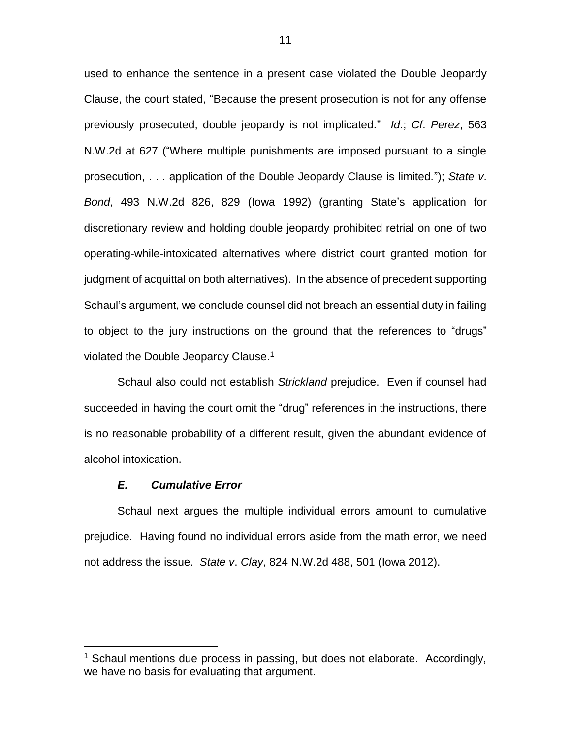used to enhance the sentence in a present case violated the Double Jeopardy Clause, the court stated, "Because the present prosecution is not for any offense previously prosecuted, double jeopardy is not implicated." *Id*.; *Cf*. *Perez*, 563 N.W.2d at 627 ("Where multiple punishments are imposed pursuant to a single prosecution, . . . application of the Double Jeopardy Clause is limited."); *State v*. *Bond*, 493 N.W.2d 826, 829 (Iowa 1992) (granting State's application for discretionary review and holding double jeopardy prohibited retrial on one of two operating-while-intoxicated alternatives where district court granted motion for judgment of acquittal on both alternatives). In the absence of precedent supporting Schaul's argument, we conclude counsel did not breach an essential duty in failing to object to the jury instructions on the ground that the references to "drugs" violated the Double Jeopardy Clause.[1]

Schaul also could not establish *Strickland* prejudice. Even if counsel had succeeded in having the court omit the "drug" references in the instructions, there is no reasonable probability of a different result, given the abundant evidence of alcohol intoxication.

### *E. Cumulative Error*

Schaul next argues the multiple individual errors amount to cumulative prejudice. Having found no individual errors aside from the math error, we need not address the issue. *State v*. *Clay*, 824 N.W.2d 488, 501 (Iowa 2012).

---

[1] Schaul mentions due process in passing, but does not elaborate. Accordingly, we have no basis for evaluating that argument.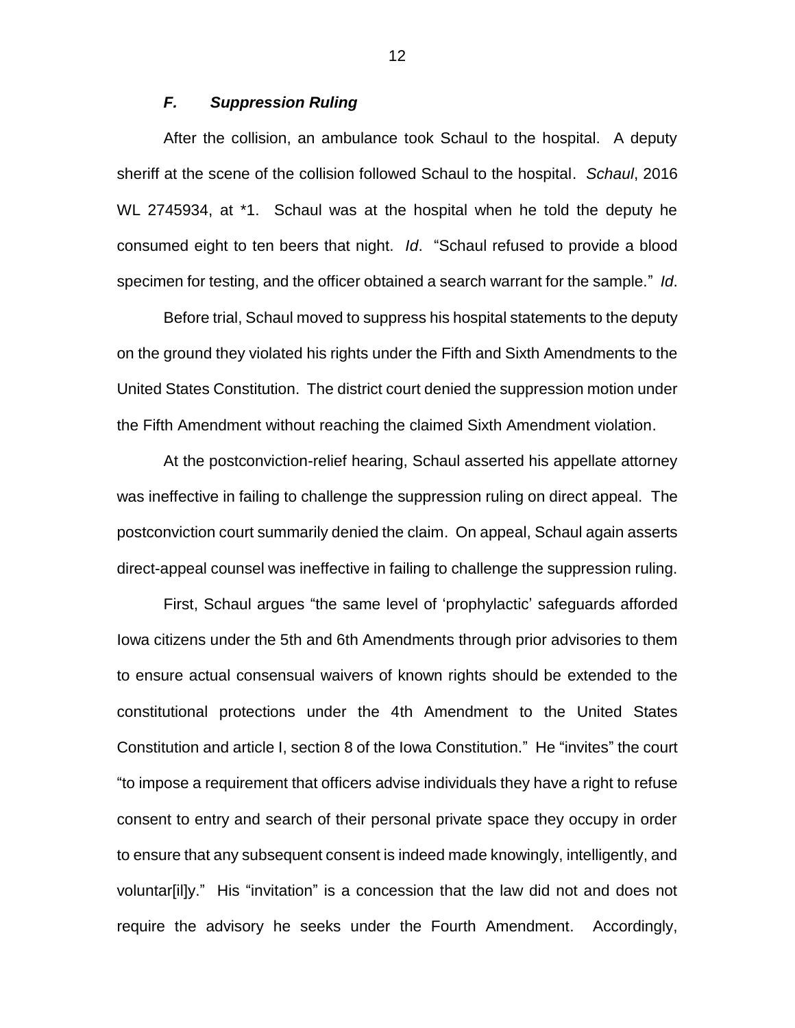### *F. Suppression Ruling*

After the collision, an ambulance took Schaul to the hospital. A deputy sheriff at the scene of the collision followed Schaul to the hospital. *Schaul*, 2016 WL 2745934, at *1. Schaul was at the hospital when he told the deputy he consumed eight to ten beers that night. *Id*. "Schaul refused to provide a blood specimen for testing, and the officer obtained a search warrant for the sample." *Id*.

Before trial, Schaul moved to suppress his hospital statements to the deputy on the ground they violated his rights under the Fifth and Sixth Amendments to the United States Constitution. The district court denied the suppression motion under the Fifth Amendment without reaching the claimed Sixth Amendment violation.

At the postconviction-relief hearing, Schaul asserted his appellate attorney was ineffective in failing to challenge the suppression ruling on direct appeal. The postconviction court summarily denied the claim. On appeal, Schaul again asserts direct-appeal counsel was ineffective in failing to challenge the suppression ruling.

First, Schaul argues "the same level of 'prophylactic' safeguards afforded Iowa citizens under the 5th and 6th Amendments through prior advisories to them to ensure actual consensual waivers of known rights should be extended to the constitutional protections under the 4th Amendment to the United States Constitution and article I, section 8 of the Iowa Constitution." He "invites" the court "to impose a requirement that officers advise individuals they have a right to refuse consent to entry and search of their personal private space they occupy in order to ensure that any subsequent consent is indeed made knowingly, intelligently, and voluntar[il]y." His "invitation" is a concession that the law did not and does not require the advisory he seeks under the Fourth Amendment. Accordingly,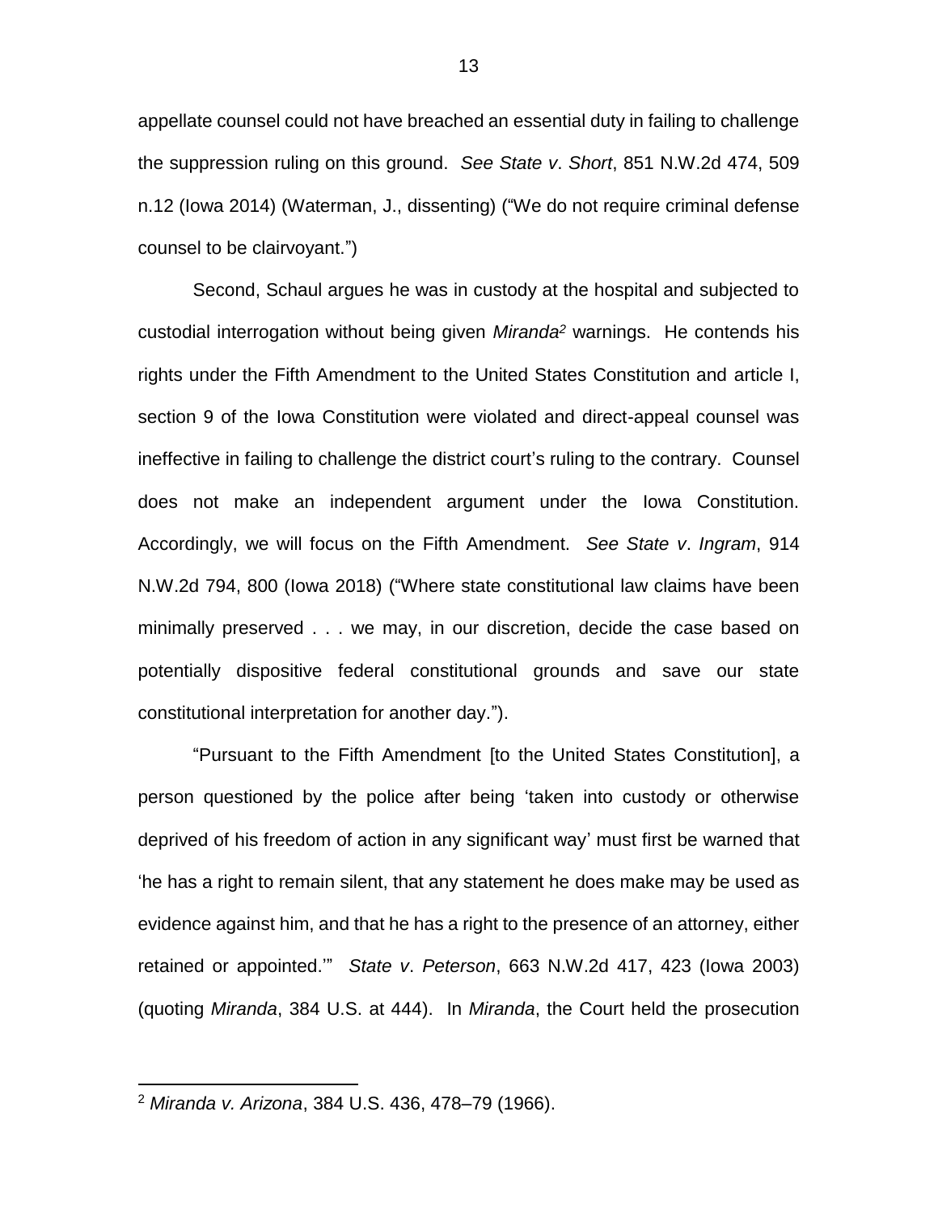appellate counsel could not have breached an essential duty in failing to challenge the suppression ruling on this ground. *See State v. Short*, 851 N.W.2d 474, 509 n.12 (Iowa 2014) (Waterman, J., dissenting) ("We do not require criminal defense counsel to be clairvoyant.")

Second, Schaul argues he was in custody at the hospital and subjected to custodial interrogation without being given *Miranda*[2] warnings. He contends his rights under the Fifth Amendment to the United States Constitution and article I, section 9 of the Iowa Constitution were violated and direct-appeal counsel was ineffective in failing to challenge the district court's ruling to the contrary. Counsel does not make an independent argument under the Iowa Constitution. Accordingly, we will focus on the Fifth Amendment. *See State v. Ingram*, 914 N.W.2d 794, 800 (Iowa 2018) ("Where state constitutional law claims have been minimally preserved . . . we may, in our discretion, decide the case based on potentially dispositive federal constitutional grounds and save our state constitutional interpretation for another day.").

"Pursuant to the Fifth Amendment [to the United States Constitution], a person questioned by the police after being 'taken into custody or otherwise deprived of his freedom of action in any significant way' must first be warned that 'he has a right to remain silent, that any statement he does make may be used as evidence against him, and that he has a right to the presence of an attorney, either retained or appointed.'" *State v. Peterson*, 663 N.W.2d 417, 423 (Iowa 2003) (quoting *Miranda*, 384 U.S. at 444). In *Miranda*, the Court held the prosecution

---

[2] *Miranda v. Arizona*, 384 U.S. 436, 478–79 (1966).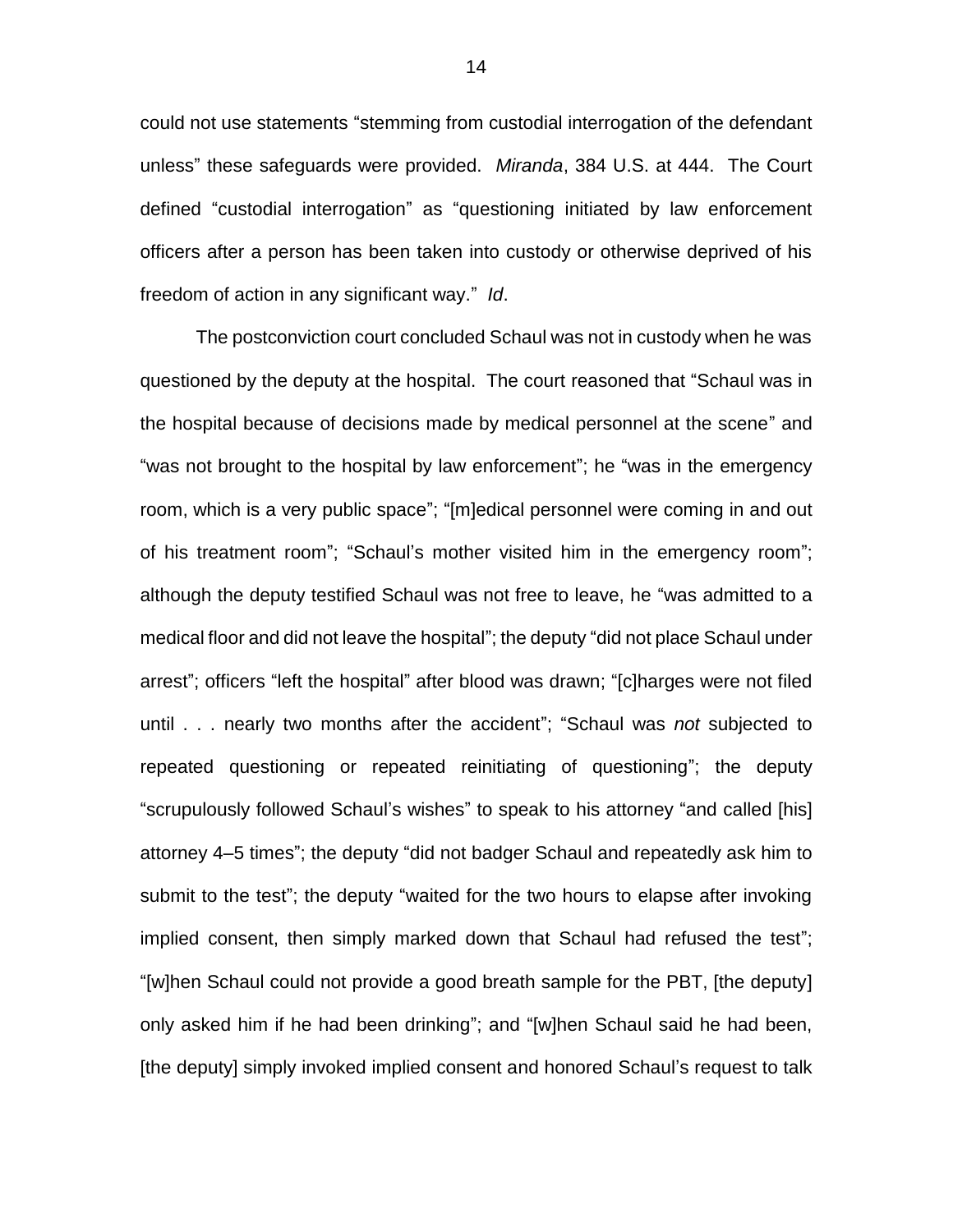could not use statements "stemming from custodial interrogation of the defendant unless" these safeguards were provided. *Miranda*, 384 U.S. at 444. The Court defined "custodial interrogation" as "questioning initiated by law enforcement officers after a person has been taken into custody or otherwise deprived of his freedom of action in any significant way." *Id*.

The postconviction court concluded Schaul was not in custody when he was questioned by the deputy at the hospital. The court reasoned that "Schaul was in the hospital because of decisions made by medical personnel at the scene" and "was not brought to the hospital by law enforcement"; he "was in the emergency room, which is a very public space"; "[m]edical personnel were coming in and out of his treatment room"; "Schaul's mother visited him in the emergency room"; although the deputy testified Schaul was not free to leave, he "was admitted to a medical floor and did not leave the hospital"; the deputy "did not place Schaul under arrest"; officers "left the hospital" after blood was drawn; "[c]harges were not filed until . . . nearly two months after the accident"; "Schaul was *not* subjected to repeated questioning or repeated reinitiating of questioning"; the deputy "scrupulously followed Schaul's wishes" to speak to his attorney "and called [his] attorney 4–5 times"; the deputy "did not badger Schaul and repeatedly ask him to submit to the test"; the deputy "waited for the two hours to elapse after invoking implied consent, then simply marked down that Schaul had refused the test"; "[w]hen Schaul could not provide a good breath sample for the PBT, [the deputy] only asked him if he had been drinking"; and "[w]hen Schaul said he had been, [the deputy] simply invoked implied consent and honored Schaul's request to talk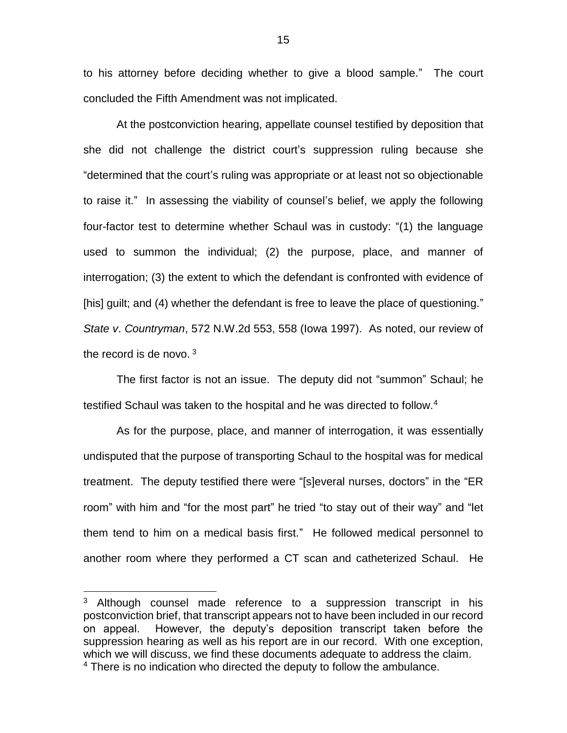to his attorney before deciding whether to give a blood sample." The court concluded the Fifth Amendment was not implicated.

At the postconviction hearing, appellate counsel testified by deposition that she did not challenge the district court's suppression ruling because she "determined that the court's ruling was appropriate or at least not so objectionable to raise it." In assessing the viability of counsel's belief, we apply the following four-factor test to determine whether Schaul was in custody: "(1) the language used to summon the individual; (2) the purpose, place, and manner of interrogation; (3) the extent to which the defendant is confronted with evidence of [his] guilt; and (4) whether the defendant is free to leave the place of questioning." *State v. Countryman*, 572 N.W.2d 553, 558 (Iowa 1997). As noted, our review of the record is de novo. [3]

The first factor is not an issue. The deputy did not "summon" Schaul; he testified Schaul was taken to the hospital and he was directed to follow.[4]

As for the purpose, place, and manner of interrogation, it was essentially undisputed that the purpose of transporting Schaul to the hospital was for medical treatment. The deputy testified there were "[s]everal nurses, doctors" in the "ER room" with him and "for the most part" he tried "to stay out of their way" and "let them tend to him on a medical basis first." He followed medical personnel to another room where they performed a CT scan and catheterized Schaul. He

---

[3] Although counsel made reference to a suppression transcript in his postconviction brief, that transcript appears not to have been included in our record on appeal. However, the deputy's deposition transcript taken before the suppression hearing as well as his report are in our record. With one exception, which we will discuss, we find these documents adequate to address the claim.

[4] There is no indication who directed the deputy to follow the ambulance.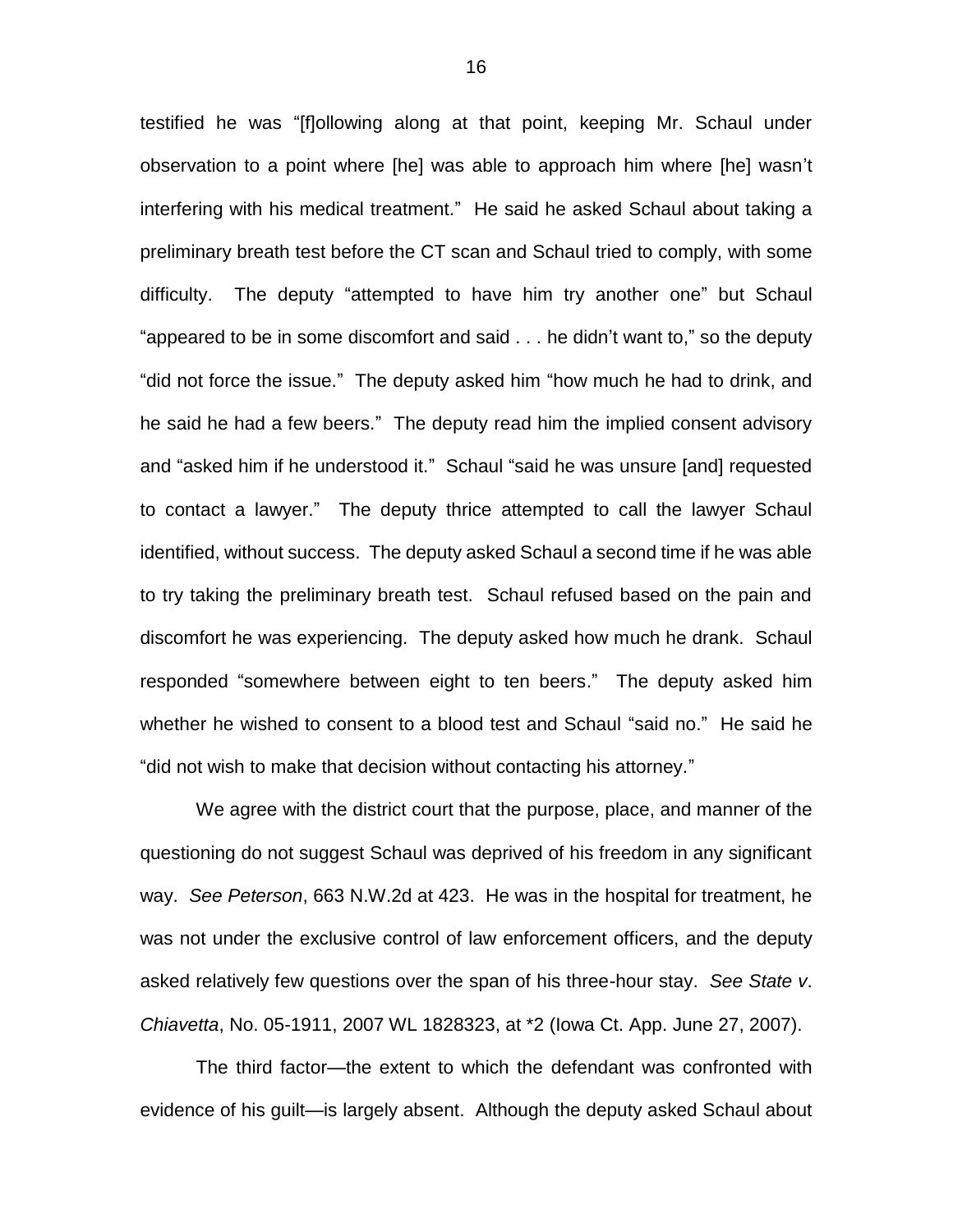testified he was "[f]ollowing along at that point, keeping Mr. Schaul under observation to a point where [he] was able to approach him where [he] wasn't interfering with his medical treatment." He said he asked Schaul about taking a preliminary breath test before the CT scan and Schaul tried to comply, with some difficulty. The deputy "attempted to have him try another one" but Schaul "appeared to be in some discomfort and said . . . he didn't want to," so the deputy "did not force the issue." The deputy asked him "how much he had to drink, and he said he had a few beers." The deputy read him the implied consent advisory and "asked him if he understood it." Schaul "said he was unsure [and] requested to contact a lawyer." The deputy thrice attempted to call the lawyer Schaul identified, without success. The deputy asked Schaul a second time if he was able to try taking the preliminary breath test. Schaul refused based on the pain and discomfort he was experiencing. The deputy asked how much he drank. Schaul responded "somewhere between eight to ten beers." The deputy asked him whether he wished to consent to a blood test and Schaul "said no." He said he "did not wish to make that decision without contacting his attorney."

We agree with the district court that the purpose, place, and manner of the questioning do not suggest Schaul was deprived of his freedom in any significant way. *See Peterson*, 663 N.W.2d at 423. He was in the hospital for treatment, he was not under the exclusive control of law enforcement officers, and the deputy asked relatively few questions over the span of his three-hour stay. *See State v. Chiavetta*, No. 05-1911, 2007 WL 1828323, at *2 (Iowa Ct. App. June 27, 2007).

The third factor—the extent to which the defendant was confronted with evidence of his guilt—is largely absent. Although the deputy asked Schaul about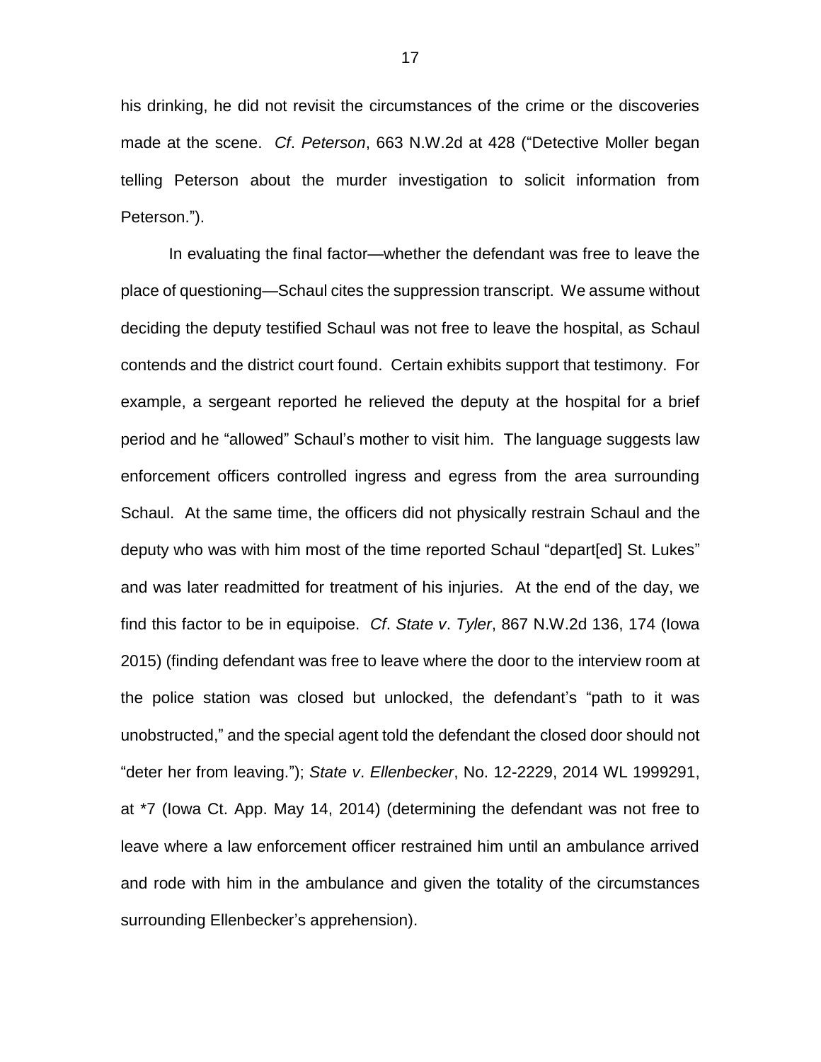his drinking, he did not revisit the circumstances of the crime or the discoveries made at the scene. *Cf*. *Peterson*, 663 N.W.2d at 428 ("Detective Moller began telling Peterson about the murder investigation to solicit information from Peterson.").

In evaluating the final factor—whether the defendant was free to leave the place of questioning—Schaul cites the suppression transcript. We assume without deciding the deputy testified Schaul was not free to leave the hospital, as Schaul contends and the district court found. Certain exhibits support that testimony. For example, a sergeant reported he relieved the deputy at the hospital for a brief period and he "allowed" Schaul's mother to visit him. The language suggests law enforcement officers controlled ingress and egress from the area surrounding Schaul. At the same time, the officers did not physically restrain Schaul and the deputy who was with him most of the time reported Schaul "depart[ed] St. Lukes" and was later readmitted for treatment of his injuries. At the end of the day, we find this factor to be in equipoise. *Cf*. *State v*. *Tyler*, 867 N.W.2d 136, 174 (Iowa 2015) (finding defendant was free to leave where the door to the interview room at the police station was closed but unlocked, the defendant's "path to it was unobstructed," and the special agent told the defendant the closed door should not "deter her from leaving."); *State v*. *Ellenbecker*, No. 12-2229, 2014 WL 1999291, at *7 (Iowa Ct. App. May 14, 2014) (determining the defendant was not free to leave where a law enforcement officer restrained him until an ambulance arrived and rode with him in the ambulance and given the totality of the circumstances surrounding Ellenbecker's apprehension).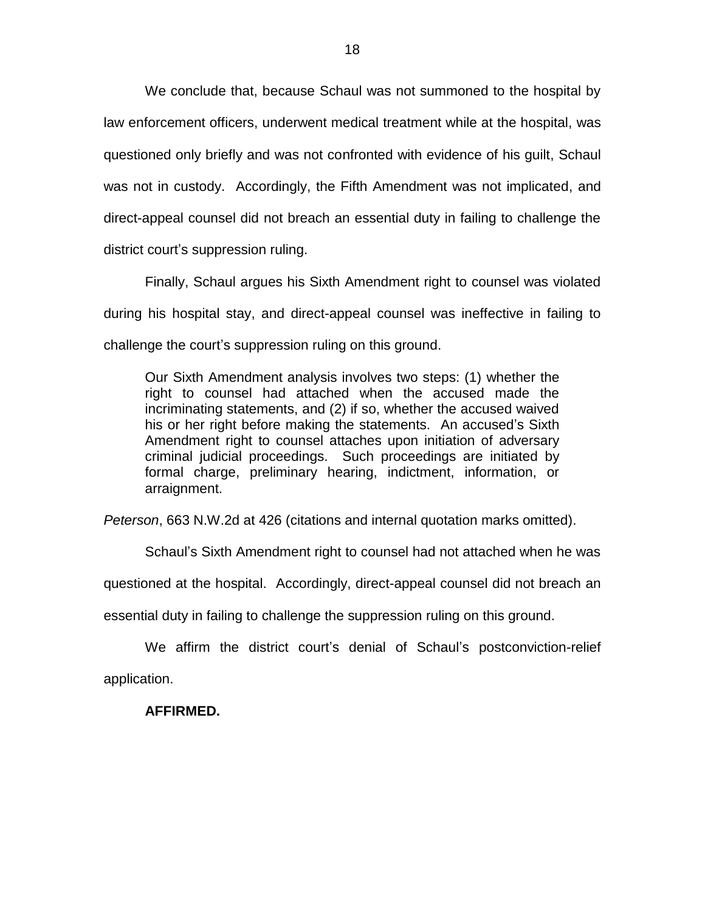We conclude that, because Schaul was not summoned to the hospital by law enforcement officers, underwent medical treatment while at the hospital, was questioned only briefly and was not confronted with evidence of his guilt, Schaul was not in custody. Accordingly, the Fifth Amendment was not implicated, and direct-appeal counsel did not breach an essential duty in failing to challenge the district court's suppression ruling.

Finally, Schaul argues his Sixth Amendment right to counsel was violated during his hospital stay, and direct-appeal counsel was ineffective in failing to challenge the court's suppression ruling on this ground.

> Our Sixth Amendment analysis involves two steps: (1) whether the right to counsel had attached when the accused made the incriminating statements, and (2) if so, whether the accused waived his or her right before making the statements. An accused's Sixth Amendment right to counsel attaches upon initiation of adversary criminal judicial proceedings. Such proceedings are initiated by formal charge, preliminary hearing, indictment, information, or arraignment.

*Peterson*, 663 N.W.2d at 426 (citations and internal quotation marks omitted).

Schaul's Sixth Amendment right to counsel had not attached when he was questioned at the hospital. Accordingly, direct-appeal counsel did not breach an essential duty in failing to challenge the suppression ruling on this ground.

We affirm the district court's denial of Schaul's postconviction-relief application.

**AFFIRMED.**